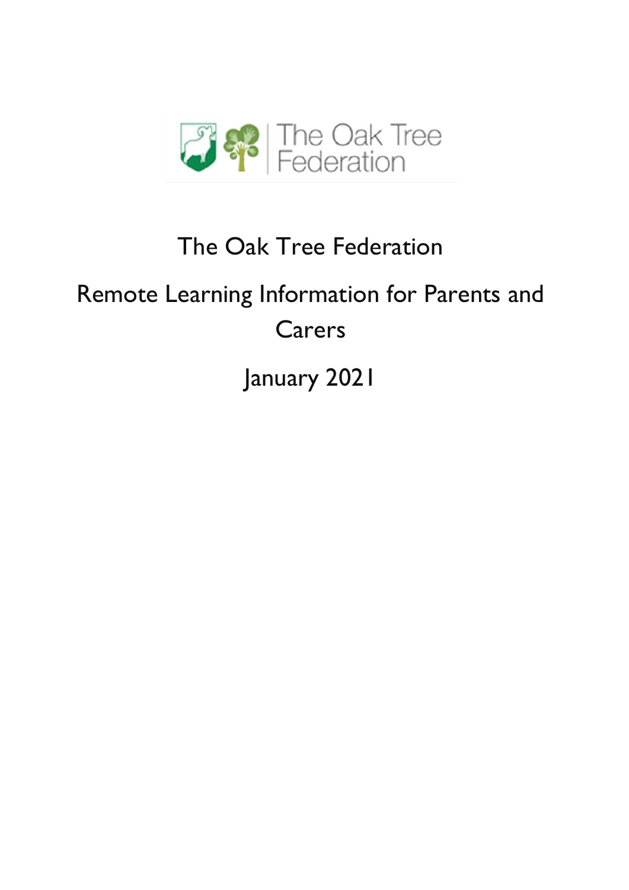# The Oak Tree Federation

## Remote Learning Information for Parents and Carers

## January 2021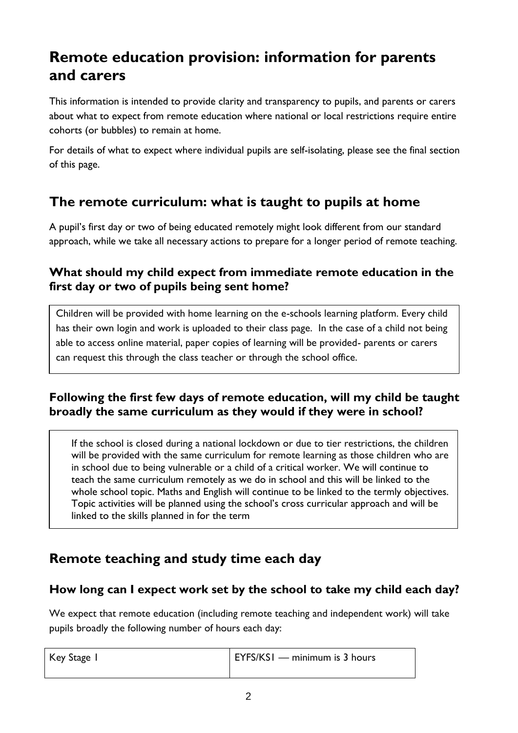# Remote education provision: information for parents and carers

This information is intended to provide clarity and transparency to pupils, and parents or carers about what to expect from remote education where national or local restrictions require entire cohorts (or bubbles) to remain at home.

For details of what to expect where individual pupils are self-isolating, please see the final section of this page.

## The remote curriculum: what is taught to pupils at home

A pupil's first day or two of being educated remotely might look different from our standard approach, while we take all necessary actions to prepare for a longer period of remote teaching.

### What should my child expect from immediate remote education in the first day or two of pupils being sent home?

Children will be provided with home learning on the e-schools learning platform. Every child has their own login and work is uploaded to their class page. In the case of a child not being able to access online material, paper copies of learning will be provided- parents or carers can request this through the class teacher or through the school office.

### Following the first few days of remote education, will my child be taught broadly the same curriculum as they would if they were in school?

If the school is closed during a national lockdown or due to tier restrictions, the children will be provided with the same curriculum for remote learning as those children who are in school due to being vulnerable or a child of a critical worker. We will continue to teach the same curriculum remotely as we do in school and this will be linked to the whole school topic. Maths and English will continue to be linked to the termly objectives. Topic activities will be planned using the school's cross curricular approach and will be linked to the skills planned in for the term

## Remote teaching and study time each day

### How long can I expect work set by the school to take my child each day?

We expect that remote education (including remote teaching and independent work) will take pupils broadly the following number of hours each day:

| Key Stage 1 | EYFS/KS1 — minimum is 3 hours |
|---|---|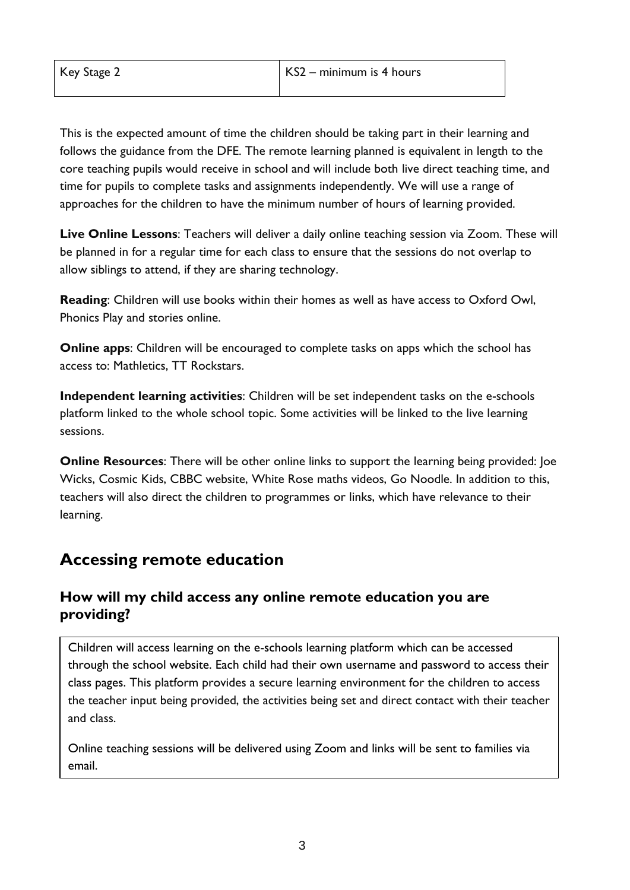| Key Stage 2 | KS2 – minimum is 4 hours |
| --- | --- |

This is the expected amount of time the children should be taking part in their learning and follows the guidance from the DFE. The remote learning planned is equivalent in length to the core teaching pupils would receive in school and will include both live direct teaching time, and time for pupils to complete tasks and assignments independently. We will use a range of approaches for the children to have the minimum number of hours of learning provided.

**Live Online Lessons**: Teachers will deliver a daily online teaching session via Zoom. These will be planned in for a regular time for each class to ensure that the sessions do not overlap to allow siblings to attend, if they are sharing technology.

**Reading**: Children will use books within their homes as well as have access to Oxford Owl, Phonics Play and stories online.

**Online apps**: Children will be encouraged to complete tasks on apps which the school has access to: Mathletics, TT Rockstars.

**Independent learning activities**: Children will be set independent tasks on the e-schools platform linked to the whole school topic. Some activities will be linked to the live learning sessions.

**Online Resources**: There will be other online links to support the learning being provided: Joe Wicks, Cosmic Kids, CBBC website, White Rose maths videos, Go Noodle. In addition to this, teachers will also direct the children to programmes or links, which have relevance to their learning.

## Accessing remote education

### How will my child access any online remote education you are providing?

Children will access learning on the e-schools learning platform which can be accessed through the school website. Each child had their own username and password to access their class pages. This platform provides a secure learning environment for the children to access the teacher input being provided, the activities being set and direct contact with their teacher and class.

Online teaching sessions will be delivered using Zoom and links will be sent to families via email.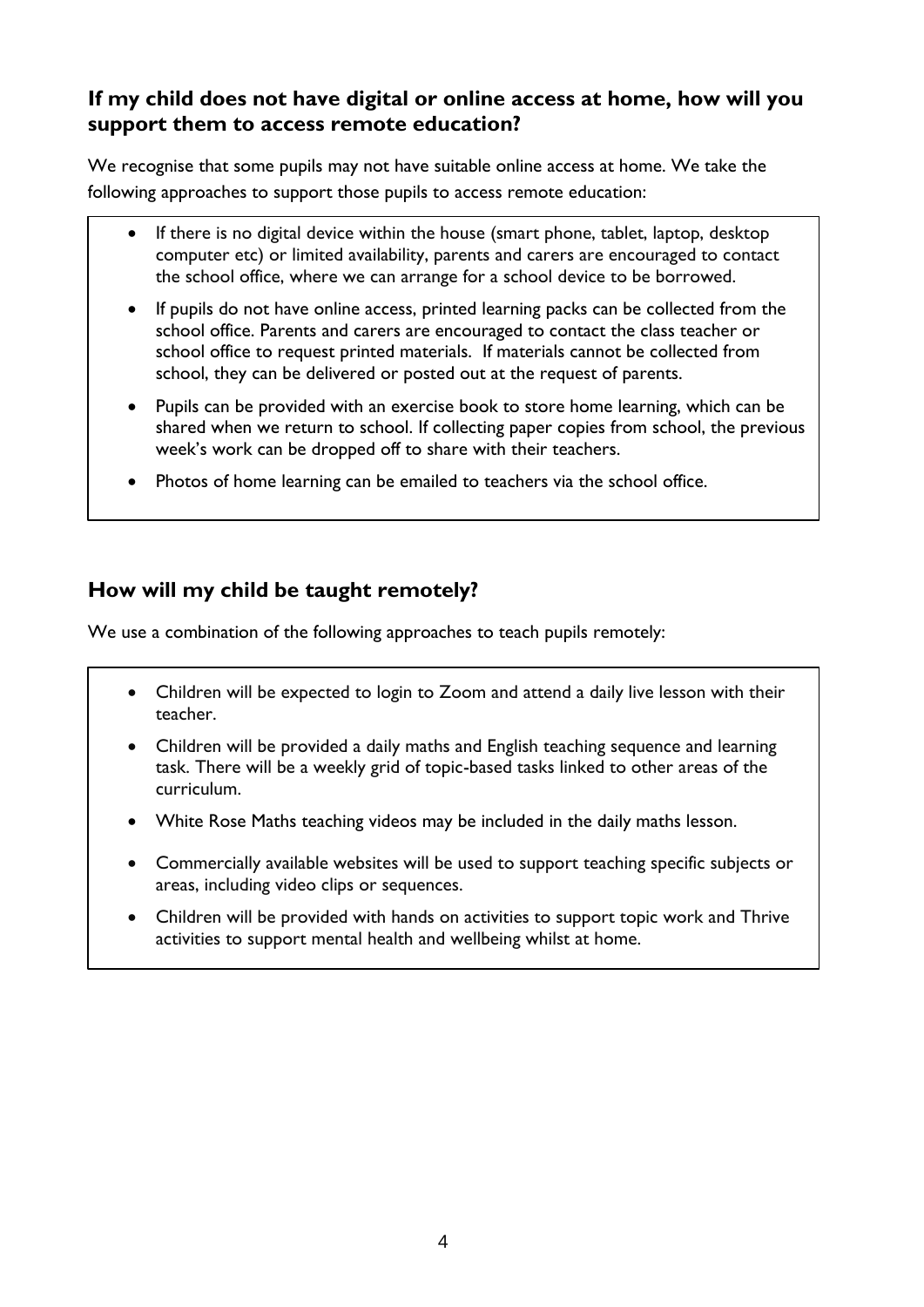## If my child does not have digital or online access at home, how will you support them to access remote education?

We recognise that some pupils may not have suitable online access at home. We take the following approaches to support those pupils to access remote education:

- If there is no digital device within the house (smart phone, tablet, laptop, desktop computer etc) or limited availability, parents and carers are encouraged to contact the school office, where we can arrange for a school device to be borrowed.
- If pupils do not have online access, printed learning packs can be collected from the school office. Parents and carers are encouraged to contact the class teacher or school office to request printed materials. If materials cannot be collected from school, they can be delivered or posted out at the request of parents.
- Pupils can be provided with an exercise book to store home learning, which can be shared when we return to school. If collecting paper copies from school, the previous week's work can be dropped off to share with their teachers.
- Photos of home learning can be emailed to teachers via the school office.

## How will my child be taught remotely?

We use a combination of the following approaches to teach pupils remotely:

- Children will be expected to login to Zoom and attend a daily live lesson with their teacher.
- Children will be provided a daily maths and English teaching sequence and learning task. There will be a weekly grid of topic-based tasks linked to other areas of the curriculum.
- White Rose Maths teaching videos may be included in the daily maths lesson.
- Commercially available websites will be used to support teaching specific subjects or areas, including video clips or sequences.
- Children will be provided with hands on activities to support topic work and Thrive activities to support mental health and wellbeing whilst at home.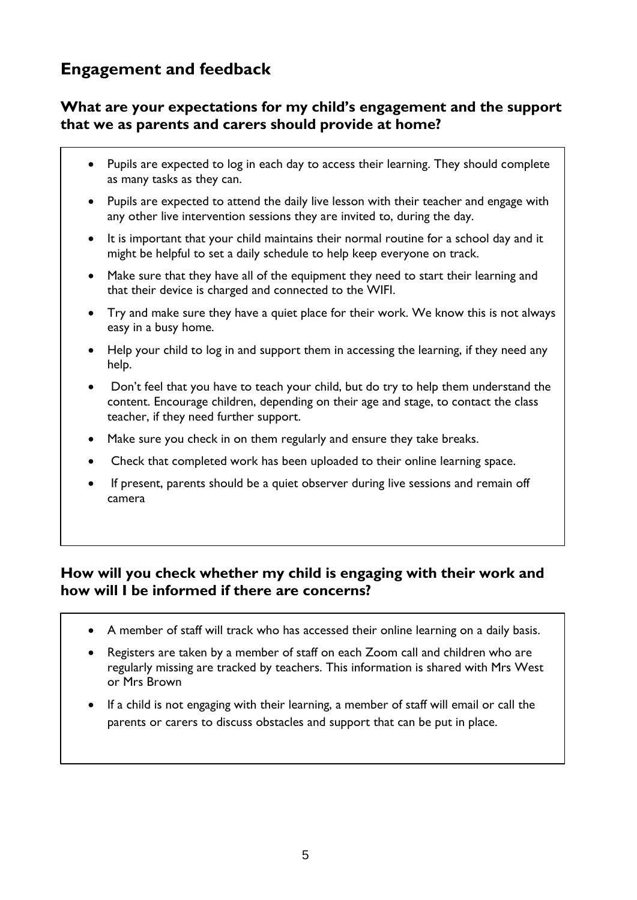## Engagement and feedback

### What are your expectations for my child's engagement and the support that we as parents and carers should provide at home?

- Pupils are expected to log in each day to access their learning. They should complete as many tasks as they can.
- Pupils are expected to attend the daily live lesson with their teacher and engage with any other live intervention sessions they are invited to, during the day.
- It is important that your child maintains their normal routine for a school day and it might be helpful to set a daily schedule to help keep everyone on track.
- Make sure that they have all of the equipment they need to start their learning and that their device is charged and connected to the WIFI.
- Try and make sure they have a quiet place for their work. We know this is not always easy in a busy home.
- Help your child to log in and support them in accessing the learning, if they need any help.
- Don't feel that you have to teach your child, but do try to help them understand the content. Encourage children, depending on their age and stage, to contact the class teacher, if they need further support.
- Make sure you check in on them regularly and ensure they take breaks.
- Check that completed work has been uploaded to their online learning space.
- If present, parents should be a quiet observer during live sessions and remain off camera

### How will you check whether my child is engaging with their work and how will I be informed if there are concerns?

- A member of staff will track who has accessed their online learning on a daily basis.
- Registers are taken by a member of staff on each Zoom call and children who are regularly missing are tracked by teachers. This information is shared with Mrs West or Mrs Brown
- If a child is not engaging with their learning, a member of staff will email or call the parents or carers to discuss obstacles and support that can be put in place.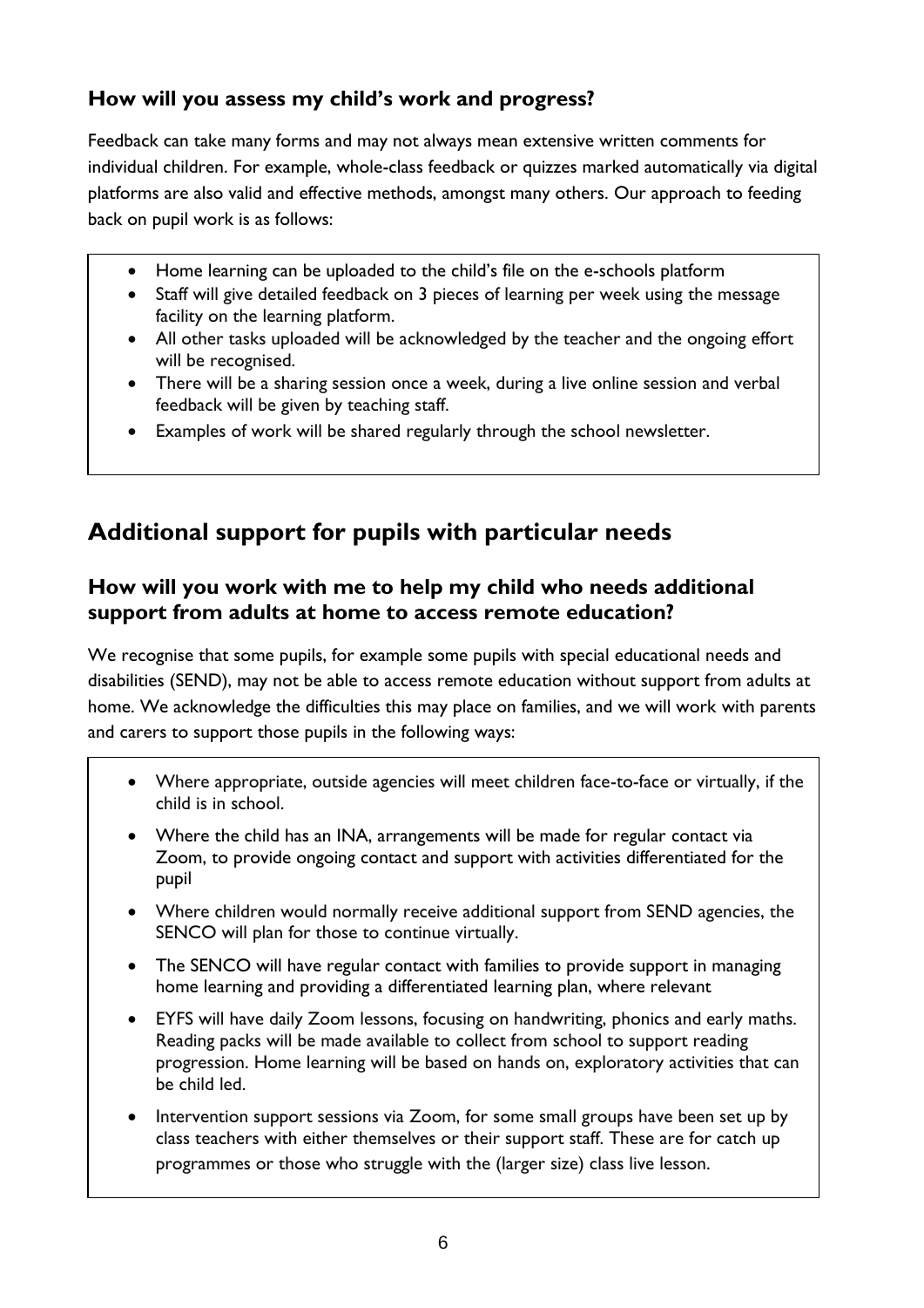### How will you assess my child's work and progress?

Feedback can take many forms and may not always mean extensive written comments for individual children. For example, whole-class feedback or quizzes marked automatically via digital platforms are also valid and effective methods, amongst many others. Our approach to feeding back on pupil work is as follows:

- Home learning can be uploaded to the child's file on the e-schools platform
- Staff will give detailed feedback on 3 pieces of learning per week using the message facility on the learning platform.
- All other tasks uploaded will be acknowledged by the teacher and the ongoing effort will be recognised.
- There will be a sharing session once a week, during a live online session and verbal feedback will be given by teaching staff.
- Examples of work will be shared regularly through the school newsletter.

## Additional support for pupils with particular needs

### How will you work with me to help my child who needs additional support from adults at home to access remote education?

We recognise that some pupils, for example some pupils with special educational needs and disabilities (SEND), may not be able to access remote education without support from adults at home. We acknowledge the difficulties this may place on families, and we will work with parents and carers to support those pupils in the following ways:

- Where appropriate, outside agencies will meet children face-to-face or virtually, if the child is in school.
- Where the child has an INA, arrangements will be made for regular contact via Zoom, to provide ongoing contact and support with activities differentiated for the pupil
- Where children would normally receive additional support from SEND agencies, the SENCO will plan for those to continue virtually.
- The SENCO will have regular contact with families to provide support in managing home learning and providing a differentiated learning plan, where relevant
- EYFS will have daily Zoom lessons, focusing on handwriting, phonics and early maths. Reading packs will be made available to collect from school to support reading progression. Home learning will be based on hands on, exploratory activities that can be child led.
- Intervention support sessions via Zoom, for some small groups have been set up by class teachers with either themselves or their support staff. These are for catch up programmes or those who struggle with the (larger size) class live lesson.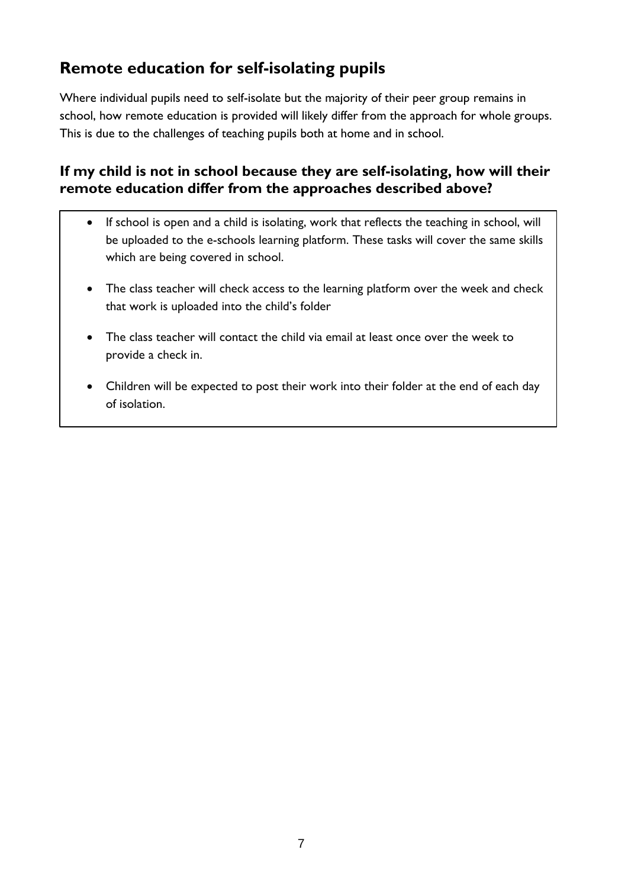## Remote education for self-isolating pupils

Where individual pupils need to self-isolate but the majority of their peer group remains in school, how remote education is provided will likely differ from the approach for whole groups. This is due to the challenges of teaching pupils both at home and in school.

### If my child is not in school because they are self-isolating, how will their remote education differ from the approaches described above?

- If school is open and a child is isolating, work that reflects the teaching in school, will be uploaded to the e-schools learning platform. These tasks will cover the same skills which are being covered in school.
- The class teacher will check access to the learning platform over the week and check that work is uploaded into the child's folder
- The class teacher will contact the child via email at least once over the week to provide a check in.
- Children will be expected to post their work into their folder at the end of each day of isolation.